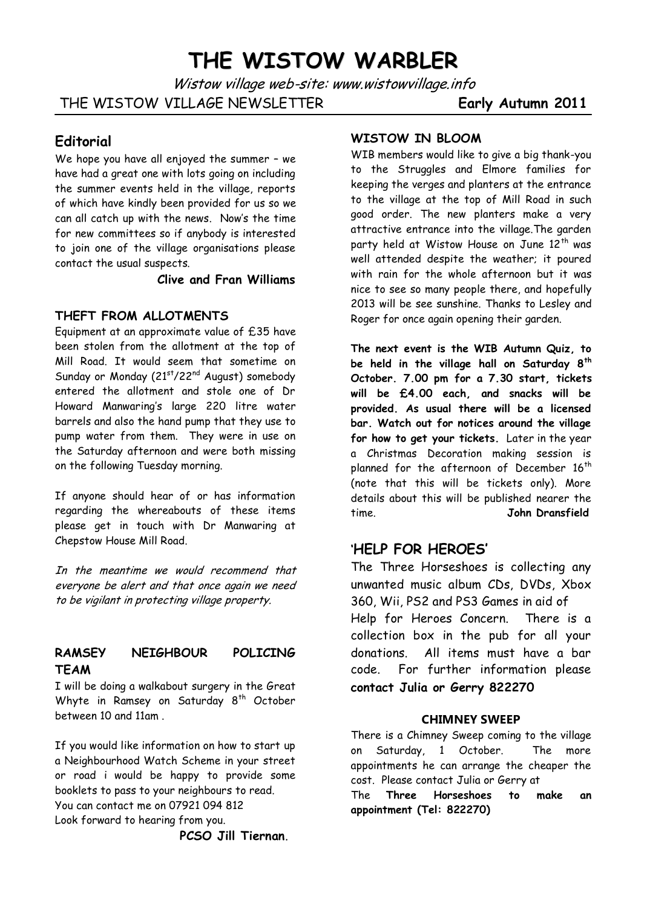# THE WISTOW WARBLER

*Wistow village web-site: www.wistowvillage.info*

THE WISTOW VILLAGE NEWSLETTER **Early Autumn 2011**

## Editorial

We hope you have all enjoyed the summer – we have had a great one with lots going on including the summer events held in the village, reports of which have kindly been provided for us so we can all catch up with the news. Now's the time for new committees so if anybody is interested to join one of the village organisations please contact the usual suspects.

**Clive and Fran Williams**

### THEFT FROM ALLOTMENTS

Equipment at an approximate value of £35 have been stolen from the allotment at the top of Mill Road. It would seem that sometime on Sunday or Monday (21st/22nd August) somebody entered the allotment and stole one of Dr Howard Manwaring's large 220 litre water barrels and also the hand pump that they use to pump water from them. They were in use on the Saturday afternoon and were both missing on the following Tuesday morning.

If anyone should hear of or has information regarding the whereabouts of these items please get in touch with Dr Manwaring at Chepstow House Mill Road.

*In the meantime we would recommend that everyone be alert and that once again we need to be vigilant in protecting village property.*

### RAMSEY NEIGHBOUR POLICING TEAM

I will be doing a walkabout surgery in the Great Whyte in Ramsey on Saturday 8th October between 10 and 11am .

If you would like information on how to start up a Neighbourhood Watch Scheme in your street or road i would be happy to provide some booklets to pass to your neighbours to read.
You can contact me on 07921 094 812
Look forward to hearing from you.

**PCSO Jill Tiernan**.

### WISTOW IN BLOOM

WIB members would like to give a big thank-you to the Struggles and Elmore families for keeping the verges and planters at the entrance to the village at the top of Mill Road in such good order. The new planters make a very attractive entrance into the village.The garden party held at Wistow House on June 12th was well attended despite the weather; it poured with rain for the whole afternoon but it was nice to see so many people there, and hopefully 2013 will be see sunshine. Thanks to Lesley and Roger for once again opening their garden.

**The next event is the WIB Autumn Quiz, to be held in the village hall on Saturday 8th October. 7.00 pm for a 7.30 start, tickets will be £4.00 each, and snacks will be provided. As usual there will be a licensed bar. Watch out for notices around the village for how to get your tickets.** Later in the year a Christmas Decoration making session is planned for the afternoon of December 16th (note that this will be tickets only). More details about this will be published nearer the time.

**John Dransfield**

## 'HELP FOR HEROES'

The Three Horseshoes is collecting any unwanted music album CDs, DVDs, Xbox 360, Wii, PS2 and PS3 Games in aid of Help for Heroes Concern. There is a collection box in the pub for all your donations. All items must have a bar code. For further information please **contact Julia or Gerry 822270**

### CHIMNEY SWEEP

There is a Chimney Sweep coming to the village on Saturday, 1 October. The more appointments he can arrange the cheaper the cost. Please contact Julia or Gerry at
The **Three Horseshoes to make an appointment (Tel: 822270)**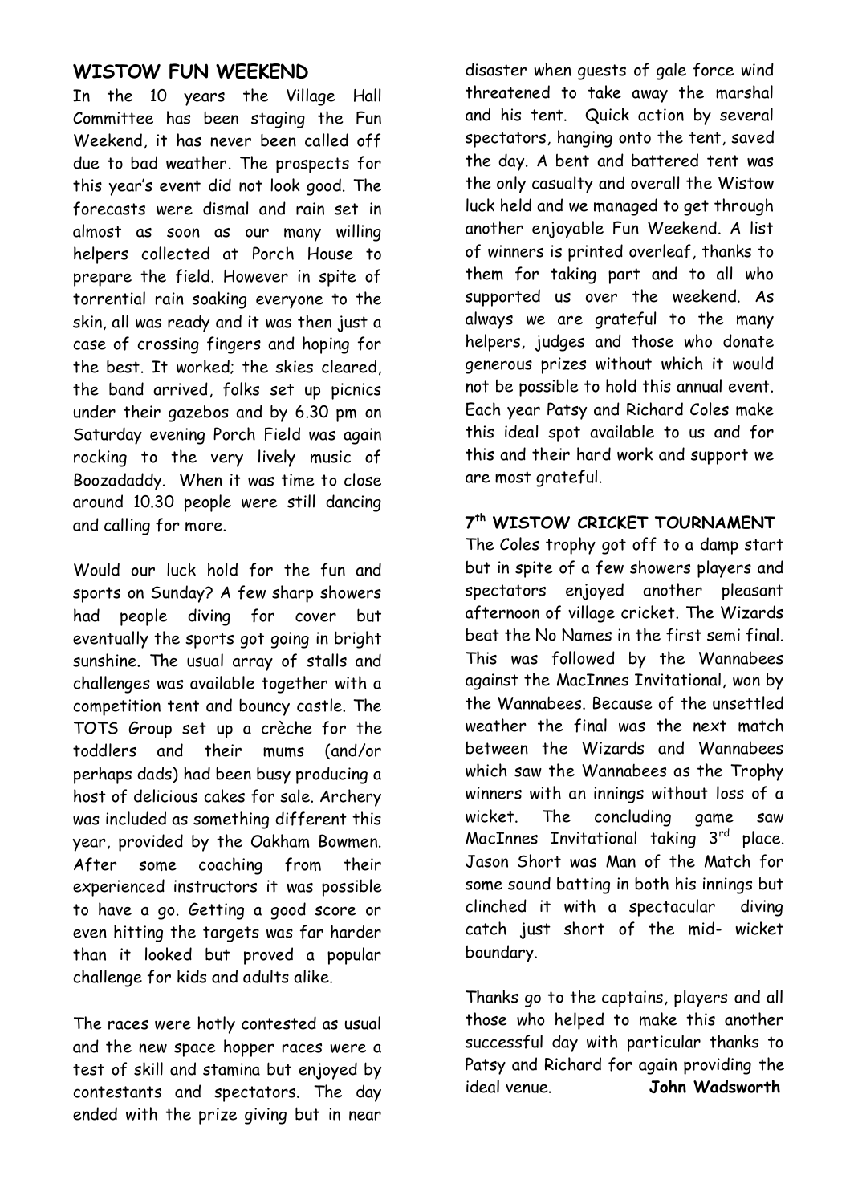## WISTOW FUN WEEKEND

In the 10 years the Village Hall Committee has been staging the Fun Weekend, it has never been called off due to bad weather. The prospects for this year's event did not look good. The forecasts were dismal and rain set in almost as soon as our many willing helpers collected at Porch House to prepare the field. However in spite of torrential rain soaking everyone to the skin, all was ready and it was then just a case of crossing fingers and hoping for the best. It worked; the skies cleared, the band arrived, folks set up picnics under their gazebos and by 6.30 pm on Saturday evening Porch Field was again rocking to the very lively music of Boozadaddy. When it was time to close around 10.30 people were still dancing and calling for more.

Would our luck hold for the fun and sports on Sunday? A few sharp showers had people diving for cover but eventually the sports got going in bright sunshine. The usual array of stalls and challenges was available together with a competition tent and bouncy castle. The TOTS Group set up a crèche for the toddlers and their mums (and/or perhaps dads) had been busy producing a host of delicious cakes for sale. Archery was included as something different this year, provided by the Oakham Bowmen. After some coaching from their experienced instructors it was possible to have a go. Getting a good score or even hitting the targets was far harder than it looked but proved a popular challenge for kids and adults alike.

The races were hotly contested as usual and the new space hopper races were a test of skill and stamina but enjoyed by contestants and spectators. The day ended with the prize giving but in near disaster when guests of gale force wind threatened to take away the marshal and his tent. Quick action by several spectators, hanging onto the tent, saved the day. A bent and battered tent was the only casualty and overall the Wistow luck held and we managed to get through another enjoyable Fun Weekend. A list of winners is printed overleaf, thanks to them for taking part and to all who supported us over the weekend. As always we are grateful to the many helpers, judges and those who donate generous prizes without which it would not be possible to hold this annual event. Each year Patsy and Richard Coles make this ideal spot available to us and for this and their hard work and support we are most grateful.

## 7th WISTOW CRICKET TOURNAMENT

The Coles trophy got off to a damp start but in spite of a few showers players and spectators enjoyed another pleasant afternoon of village cricket. The Wizards beat the No Names in the first semi final. This was followed by the Wannabees against the MacInnes Invitational, won by the Wannabees. Because of the unsettled weather the final was the next match between the Wizards and Wannabees which saw the Wannabees as the Trophy winners with an innings without loss of a wicket. The concluding game saw MacInnes Invitational taking 3rd place. Jason Short was Man of the Match for some sound batting in both his innings but clinched it with a spectacular diving catch just short of the mid- wicket boundary.

Thanks go to the captains, players and all those who helped to make this another successful day with particular thanks to Patsy and Richard for again providing the ideal venue. **John Wadsworth**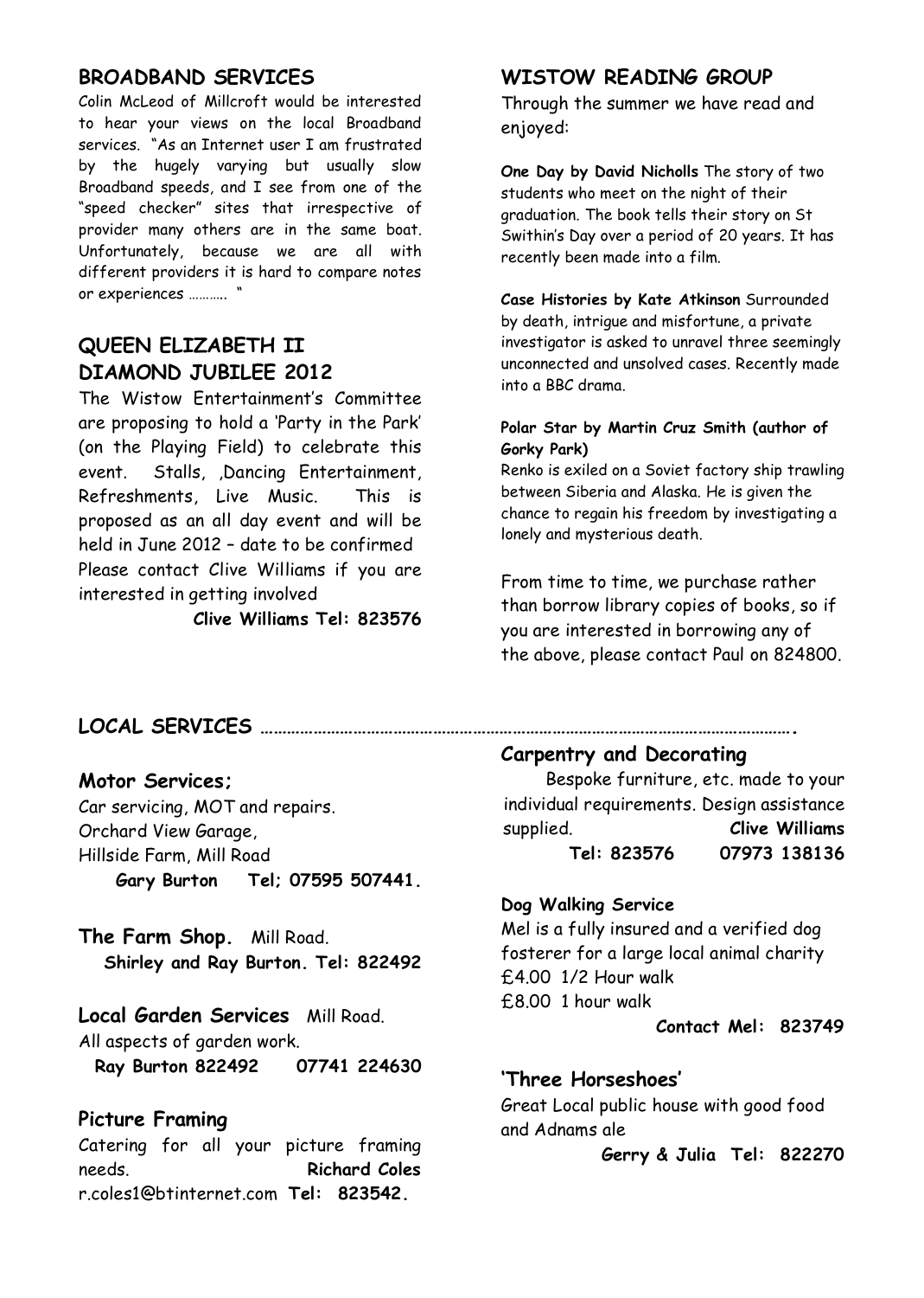## BROADBAND SERVICES

Colin McLeod of Millcroft would be interested to hear your views on the local Broadband services. "As an Internet user I am frustrated by the hugely varying but usually slow Broadband speeds, and I see from one of the "speed checker" sites that irrespective of provider many others are in the same boat. Unfortunately, because we are all with different providers it is hard to compare notes or experiences ……….. "

## QUEEN ELIZABETH II DIAMOND JUBILEE 2012

The Wistow Entertainment's Committee are proposing to hold a 'Party in the Park' (on the Playing Field) to celebrate this event. Stalls, ,Dancing Entertainment, Refreshments, Live Music. This is proposed as an all day event and will be held in June 2012 – date to be confirmed Please contact Clive Williams if you are interested in getting involved

**Clive Williams Tel: 823576**

## WISTOW READING GROUP

Through the summer we have read and enjoyed:

**One Day by David Nicholls** The story of two students who meet on the night of their graduation. The book tells their story on St Swithin's Day over a period of 20 years. It has recently been made into a film.

**Case Histories by Kate Atkinson** Surrounded by death, intrigue and misfortune, a private investigator is asked to unravel three seemingly unconnected and unsolved cases. Recently made into a BBC drama.

**Polar Star by Martin Cruz Smith (author of Gorky Park)**
Renko is exiled on a Soviet factory ship trawling between Siberia and Alaska. He is given the chance to regain his freedom by investigating a lonely and mysterious death.

From time to time, we purchase rather than borrow library copies of books, so if you are interested in borrowing any of the above, please contact Paul on 824800.

## LOCAL SERVICES ……………………………………………………………………………………………………….

### Motor Services;

Car servicing, MOT and repairs.
Orchard View Garage,
Hillside Farm, Mill Road
**Gary Burton Tel; 07595 507441.**

### The Farm Shop. Mill Road.

**Shirley and Ray Burton. Tel: 822492**

### Local Garden Services Mill Road.

All aspects of garden work.
**Ray Burton 822492 07741 224630**

### Picture Framing

Catering for all your picture framing needs. **Richard Coles**
r.coles1@btinternet.com **Tel: 823542.**

### Carpentry and Decorating

Bespoke furniture, etc. made to your individual requirements. Design assistance supplied. **Clive Williams**
**Tel: 823576 07973 138136**

### Dog Walking Service

Mel is a fully insured and a verified dog fosterer for a large local animal charity
£4.00 1/2 Hour walk
£8.00 1 hour walk
**Contact Mel: 823749**

### 'Three Horseshoes'

Great Local public house with good food and Adnams ale
**Gerry & Julia Tel: 822270**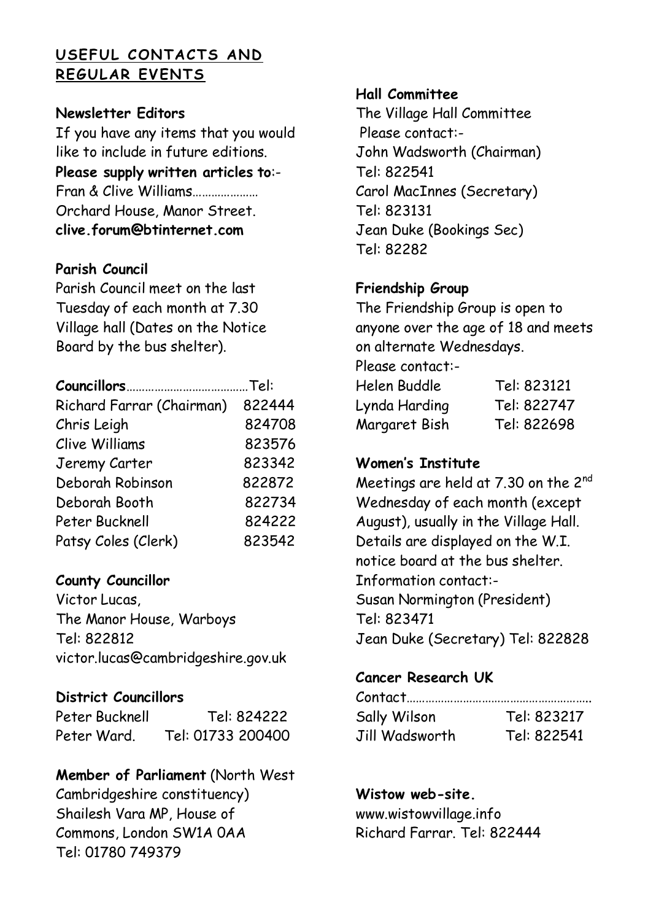## USEFUL CONTACTS AND REGULAR EVENTS

**Newsletter Editors**

If you have any items that you would like to include in future editions.

**Please supply written articles to**:-
Fran & Clive Williams…………………
Orchard House, Manor Street.
**clive.forum@btinternet.com**

**Parish Council**

Parish Council meet on the last Tuesday of each month at 7.30 Village hall (Dates on the Notice Board by the bus shelter).

| **Councillors**………………………………… | Tel: |
|---|---|
| Richard Farrar (Chairman) | 822444 |
| Chris Leigh | 824708 |
| Clive Williams | 823576 |
| Jeremy Carter | 823342 |
| Deborah Robinson | 822872 |
| Deborah Booth | 822734 |
| Peter Bucknell | 824222 |
| Patsy Coles (Clerk) | 823542 |

**County Councillor**

Victor Lucas,
The Manor House, Warboys
Tel: 822812
victor.lucas@cambridgeshire.gov.uk

**District Councillors**

| | |
|---|---|
| Peter Bucknell | Tel: 824222 |
| Peter Ward. | Tel: 01733 200400 |

**Member of Parliament** (North West Cambridgeshire constituency)
Shailesh Vara MP, House of Commons, London SW1A 0AA
Tel: 01780 749379

**Hall Committee**

The Village Hall Committee
Please contact:-
John Wadsworth (Chairman)
Tel: 822541
Carol MacInnes (Secretary)
Tel: 823131
Jean Duke (Bookings Sec)
Tel: 82282

**Friendship Group**

The Friendship Group is open to anyone over the age of 18 and meets on alternate Wednesdays.
Please contact:-

| | |
|---|---|
| Helen Buddle | Tel: 823121 |
| Lynda Harding | Tel: 822747 |
| Margaret Bish | Tel: 822698 |

**Women's Institute**

Meetings are held at 7.30 on the 2nd Wednesday of each month (except August), usually in the Village Hall. Details are displayed on the W.I. notice board at the bus shelter.
Information contact:-
Susan Normington (President)
Tel: 823471
Jean Duke (Secretary) Tel: 822828

**Cancer Research UK**

Contact…………………………………………………

| | |
|---|---|
| Sally Wilson | Tel: 823217 |
| Jill Wadsworth | Tel: 822541 |

**Wistow web-site.**

www.wistowvillage.info
Richard Farrar. Tel: 822444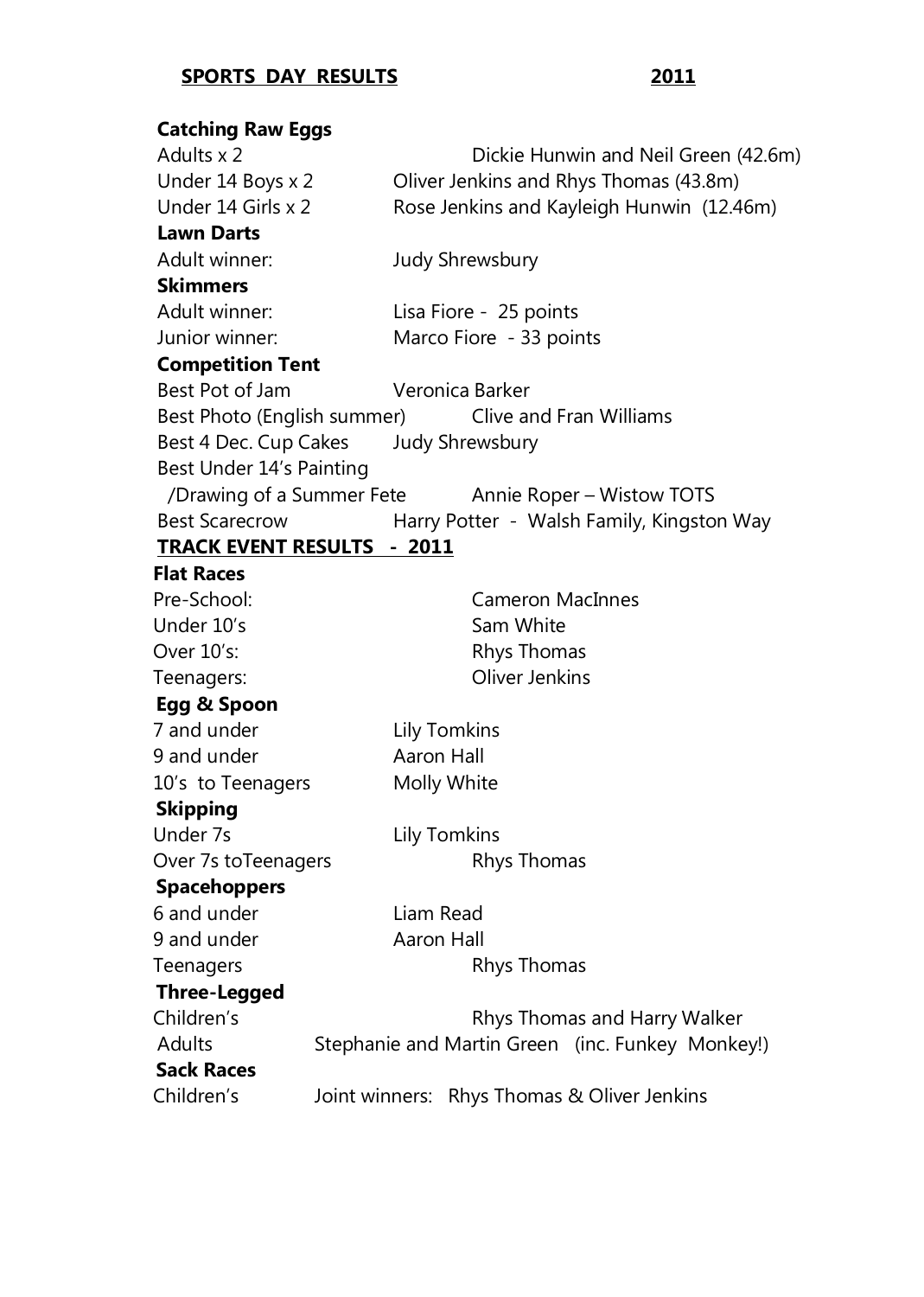## SPORTS DAY RESULTS 2011

**Catching Raw Eggs**

| | |
|---|---|
| Adults x 2 | Dickie Hunwin and Neil Green (42.6m) |
| Under 14 Boys x 2 | Oliver Jenkins and Rhys Thomas (43.8m) |
| Under 14 Girls x 2 | Rose Jenkins and Kayleigh Hunwin (12.46m) |

**Lawn Darts**

| | |
|---|---|
| Adult winner: | Judy Shrewsbury |

**Skimmers**

| | |
|---|---|
| Adult winner: | Lisa Fiore - 25 points |
| Junior winner: | Marco Fiore - 33 points |

**Competition Tent**

| | |
|---|---|
| Best Pot of Jam | Veronica Barker |
| Best Photo (English summer) | Clive and Fran Williams |
| Best 4 Dec. Cup Cakes | Judy Shrewsbury |
| Best Under 14's Painting /Drawing of a Summer Fete | Annie Roper – Wistow TOTS |
| Best Scarecrow | Harry Potter - Walsh Family, Kingston Way |

## TRACK EVENT RESULTS - 2011

**Flat Races**

| | |
|---|---|
| Pre-School: | Cameron MacInnes |
| Under 10's | Sam White |
| Over 10's: | Rhys Thomas |
| Teenagers: | Oliver Jenkins |

**Egg & Spoon**

| | |
|---|---|
| 7 and under | Lily Tomkins |
| 9 and under | Aaron Hall |
| 10's to Teenagers | Molly White |

**Skipping**

| | |
|---|---|
| Under 7s | Lily Tomkins |
| Over 7s toTeenagers | Rhys Thomas |

**Spacehoppers**

| | |
|---|---|
| 6 and under | Liam Read |
| 9 and under | Aaron Hall |
| Teenagers | Rhys Thomas |

**Three-Legged**

| | |
|---|---|
| Children's | Rhys Thomas and Harry Walker |
| Adults | Stephanie and Martin Green (inc. Funkey Monkey!) |

**Sack Races**

| | |
|---|---|
| Children's | Joint winners: Rhys Thomas & Oliver Jenkins |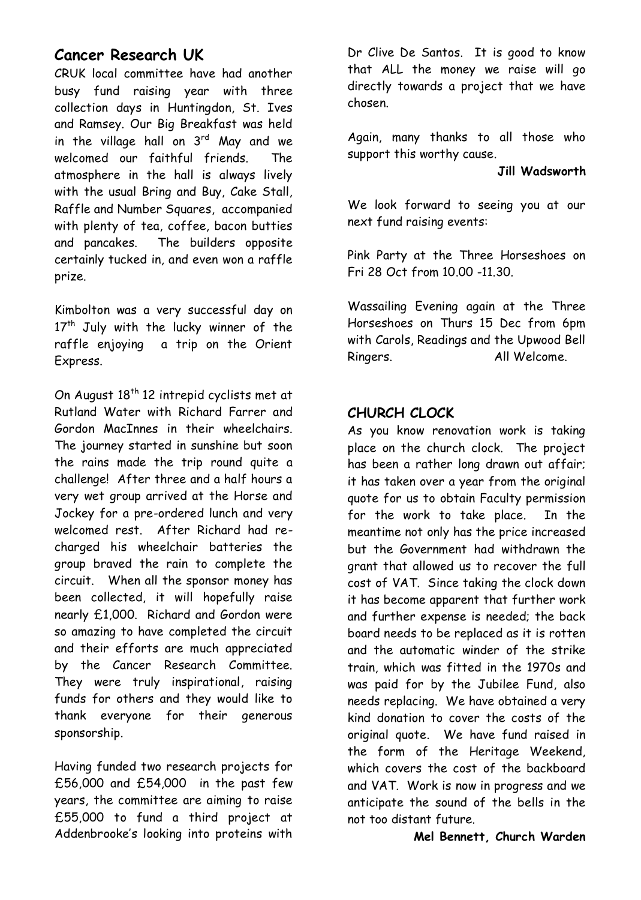## Cancer Research UK

CRUK local committee have had another busy fund raising year with three collection days in Huntingdon, St. Ives and Ramsey. Our Big Breakfast was held in the village hall on 3rd May and we welcomed our faithful friends. The atmosphere in the hall is always lively with the usual Bring and Buy, Cake Stall, Raffle and Number Squares, accompanied with plenty of tea, coffee, bacon butties and pancakes. The builders opposite certainly tucked in, and even won a raffle prize.

Kimbolton was a very successful day on 17th July with the lucky winner of the raffle enjoying a trip on the Orient Express.

On August 18th 12 intrepid cyclists met at Rutland Water with Richard Farrer and Gordon MacInnes in their wheelchairs. The journey started in sunshine but soon the rains made the trip round quite a challenge! After three and a half hours a very wet group arrived at the Horse and Jockey for a pre-ordered lunch and very welcomed rest. After Richard had re-charged his wheelchair batteries the group braved the rain to complete the circuit. When all the sponsor money has been collected, it will hopefully raise nearly £1,000. Richard and Gordon were so amazing to have completed the circuit and their efforts are much appreciated by the Cancer Research Committee. They were truly inspirational, raising funds for others and they would like to thank everyone for their generous sponsorship.

Having funded two research projects for £56,000 and £54,000 in the past few years, the committee are aiming to raise £55,000 to fund a third project at Addenbrooke's looking into proteins with Dr Clive De Santos. It is good to know that ALL the money we raise will go directly towards a project that we have chosen.

Again, many thanks to all those who support this worthy cause.

**Jill Wadsworth**

We look forward to seeing you at our next fund raising events:

Pink Party at the Three Horseshoes on Fri 28 Oct from 10.00 -11.30.

Wassailing Evening again at the Three Horseshoes on Thurs 15 Dec from 6pm with Carols, Readings and the Upwood Bell Ringers. All Welcome.

## CHURCH CLOCK

As you know renovation work is taking place on the church clock. The project has been a rather long drawn out affair; it has taken over a year from the original quote for us to obtain Faculty permission for the work to take place. In the meantime not only has the price increased but the Government had withdrawn the grant that allowed us to recover the full cost of VAT. Since taking the clock down it has become apparent that further work and further expense is needed; the back board needs to be replaced as it is rotten and the automatic winder of the strike train, which was fitted in the 1970s and was paid for by the Jubilee Fund, also needs replacing. We have obtained a very kind donation to cover the costs of the original quote. We have fund raised in the form of the Heritage Weekend, which covers the cost of the backboard and VAT. Work is now in progress and we anticipate the sound of the bells in the not too distant future.

**Mel Bennett, Church Warden**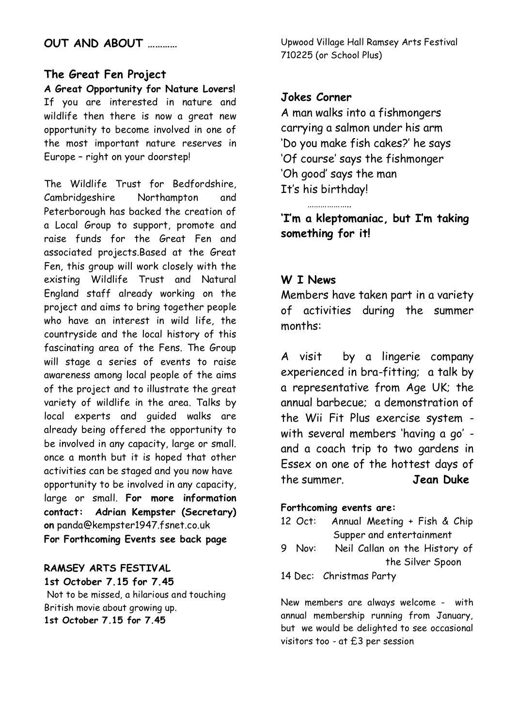## OUT AND ABOUT …………

### The Great Fen Project

**A Great Opportunity for Nature Lovers!** If you are interested in nature and wildlife then there is now a great new opportunity to become involved in one of the most important nature reserves in Europe – right on your doorstep!

The Wildlife Trust for Bedfordshire, Cambridgeshire Northampton and Peterborough has backed the creation of a Local Group to support, promote and raise funds for the Great Fen and associated projects.Based at the Great Fen, this group will work closely with the existing Wildlife Trust and Natural England staff already working on the project and aims to bring together people who have an interest in wild life, the countryside and the local history of this fascinating area of the Fens. The Group will stage a series of events to raise awareness among local people of the aims of the project and to illustrate the great variety of wildlife in the area. Talks by local experts and guided walks are already being offered the opportunity to be involved in any capacity, large or small. once a month but it is hoped that other activities can be staged and you now have opportunity to be involved in any capacity, large or small. **For more information contact: Adrian Kempster (Secretary) on** panda@kempster1947.fsnet.co.uk

**For Forthcoming Events see back page**

**RAMSEY ARTS FESTIVAL**

**1st October 7.15 for 7.45**

Not to be missed, a hilarious and touching British movie about growing up.

**1st October 7.15 for 7.45**

Upwood Village Hall Ramsey Arts Festival 710225 (or School Plus)

### Jokes Corner

A man walks into a fishmongers carrying a salmon under his arm
'Do you make fish cakes?' he says
'Of course' says the fishmonger
'Oh good' says the man
It's his birthday!

………………..

**'I'm a kleptomaniac, but I'm taking something for it!**

### W I News

Members have taken part in a variety of activities during the summer months:

A visit by a lingerie company experienced in bra-fitting; a talk by a representative from Age UK; the annual barbecue; a demonstration of the Wii Fit Plus exercise system - with several members 'having a go' - and a coach trip to two gardens in Essex on one of the hottest days of the summer. **Jean Duke**

**Forthcoming events are:**

12 Oct: Annual Meeting + Fish & Chip Supper and entertainment
9 Nov: Neil Callan on the History of the Silver Spoon
14 Dec: Christmas Party

New members are always welcome - with annual membership running from January, but we would be delighted to see occasional visitors too - at £3 per session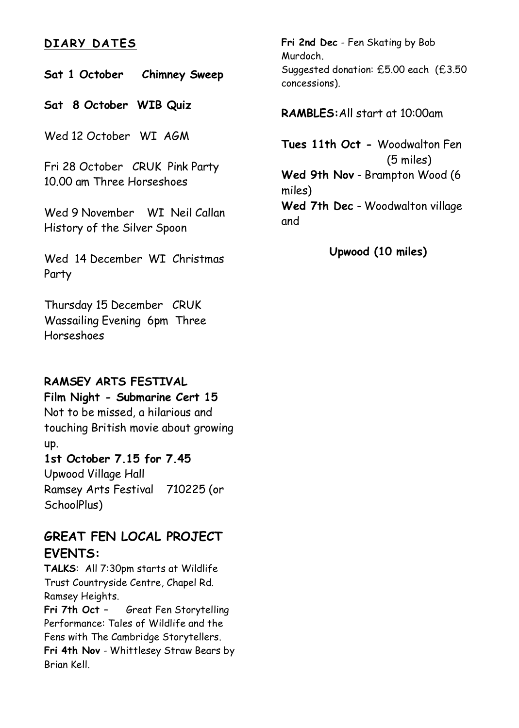## DIARY DATES

**Sat 1 October Chimney Sweep**

**Sat 8 October WIB Quiz**

Wed 12 October WI AGM

Fri 28 October CRUK Pink Party 10.00 am Three Horseshoes

Wed 9 November WI Neil Callan History of the Silver Spoon

Wed 14 December WI Christmas Party

Thursday 15 December CRUK Wassailing Evening 6pm Three Horseshoes

**RAMSEY ARTS FESTIVAL**
**Film Night - Submarine Cert 15**
Not to be missed, a hilarious and touching British movie about growing up.
**1st October 7.15 for 7.45**
Upwood Village Hall
Ramsey Arts Festival 710225 (or SchoolPlus)

## GREAT FEN LOCAL PROJECT EVENTS:

**TALKS**: All 7:30pm starts at Wildlife Trust Countryside Centre, Chapel Rd. Ramsey Heights.
**Fri 7th Oct** – Great Fen Storytelling Performance: Tales of Wildlife and the Fens with The Cambridge Storytellers.
**Fri 4th Nov** - Whittlesey Straw Bears by Brian Kell.
**Fri 2nd Dec** - Fen Skating by Bob Murdoch.
Suggested donation: £5.00 each (£3.50 concessions).

**RAMBLES:** All start at 10:00am

**Tues 11th Oct -** Woodwalton Fen (5 miles)
**Wed 9th Nov** - Brampton Wood (6 miles)
**Wed 7th Dec** - Woodwalton village and

**Upwood (10 miles)**